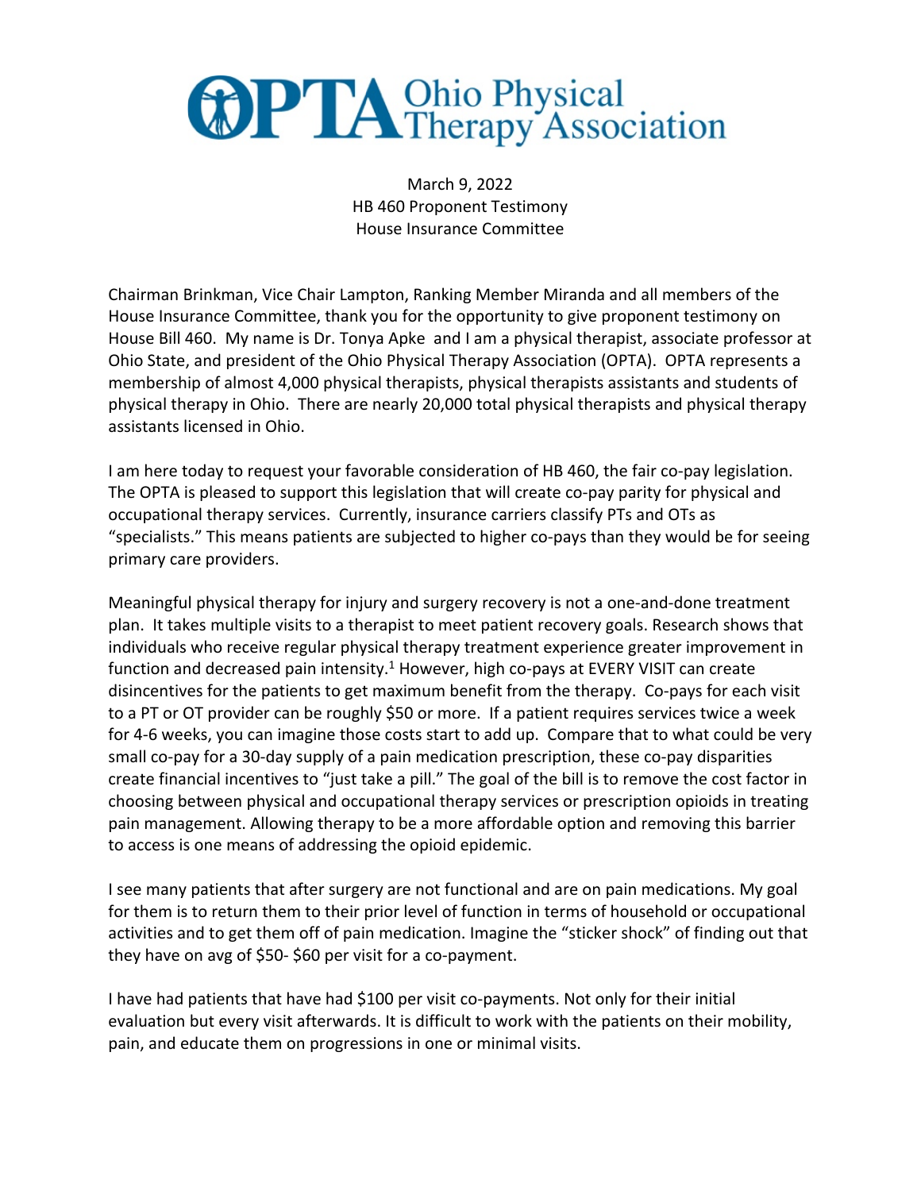# OPTA Ohio Physical Therapy Association

March 9, 2022
HB 460 Proponent Testimony
House Insurance Committee

Chairman Brinkman, Vice Chair Lampton, Ranking Member Miranda and all members of the House Insurance Committee, thank you for the opportunity to give proponent testimony on House Bill 460. My name is Dr. Tonya Apke and I am a physical therapist, associate professor at Ohio State, and president of the Ohio Physical Therapy Association (OPTA). OPTA represents a membership of almost 4,000 physical therapists, physical therapists assistants and students of physical therapy in Ohio. There are nearly 20,000 total physical therapists and physical therapy assistants licensed in Ohio.

I am here today to request your favorable consideration of HB 460, the fair co-pay legislation. The OPTA is pleased to support this legislation that will create co-pay parity for physical and occupational therapy services. Currently, insurance carriers classify PTs and OTs as "specialists." This means patients are subjected to higher co-pays than they would be for seeing primary care providers.

Meaningful physical therapy for injury and surgery recovery is not a one-and-done treatment plan. It takes multiple visits to a therapist to meet patient recovery goals. Research shows that individuals who receive regular physical therapy treatment experience greater improvement in function and decreased pain intensity.[1] However, high co-pays at EVERY VISIT can create disincentives for the patients to get maximum benefit from the therapy. Co-pays for each visit to a PT or OT provider can be roughly $50 or more. If a patient requires services twice a week for 4-6 weeks, you can imagine those costs start to add up. Compare that to what could be very small co-pay for a 30-day supply of a pain medication prescription, these co-pay disparities create financial incentives to "just take a pill." The goal of the bill is to remove the cost factor in choosing between physical and occupational therapy services or prescription opioids in treating pain management. Allowing therapy to be a more affordable option and removing this barrier to access is one means of addressing the opioid epidemic.

I see many patients that after surgery are not functional and are on pain medications. My goal for them is to return them to their prior level of function in terms of household or occupational activities and to get them off of pain medication. Imagine the "sticker shock" of finding out that they have on avg of $50- $60 per visit for a co-payment.

I have had patients that have had $100 per visit co-payments. Not only for their initial evaluation but every visit afterwards. It is difficult to work with the patients on their mobility, pain, and educate them on progressions in one or minimal visits.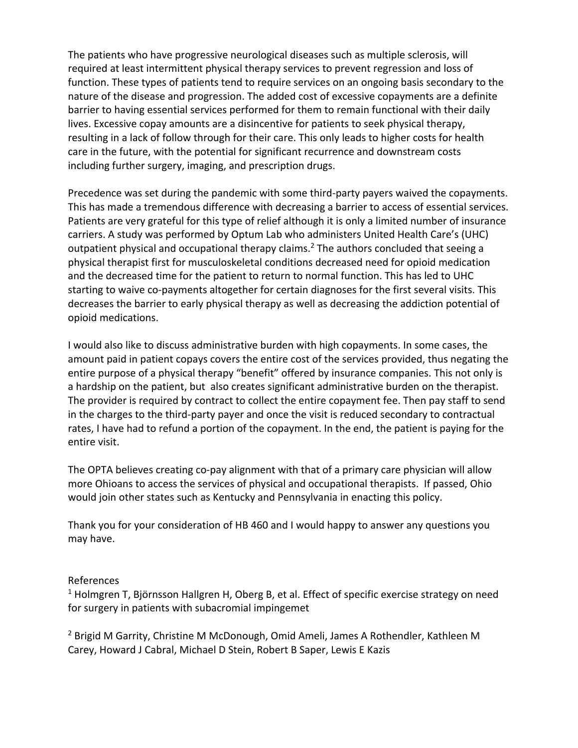The patients who have progressive neurological diseases such as multiple sclerosis, will required at least intermittent physical therapy services to prevent regression and loss of function. These types of patients tend to require services on an ongoing basis secondary to the nature of the disease and progression. The added cost of excessive copayments are a definite barrier to having essential services performed for them to remain functional with their daily lives. Excessive copay amounts are a disincentive for patients to seek physical therapy, resulting in a lack of follow through for their care. This only leads to higher costs for health care in the future, with the potential for significant recurrence and downstream costs including further surgery, imaging, and prescription drugs.

Precedence was set during the pandemic with some third-party payers waived the copayments. This has made a tremendous difference with decreasing a barrier to access of essential services. Patients are very grateful for this type of relief although it is only a limited number of insurance carriers. A study was performed by Optum Lab who administers United Health Care's (UHC) outpatient physical and occupational therapy claims.[2] The authors concluded that seeing a physical therapist first for musculoskeletal conditions decreased need for opioid medication and the decreased time for the patient to return to normal function. This has led to UHC starting to waive co-payments altogether for certain diagnoses for the first several visits. This decreases the barrier to early physical therapy as well as decreasing the addiction potential of opioid medications.

I would also like to discuss administrative burden with high copayments. In some cases, the amount paid in patient copays covers the entire cost of the services provided, thus negating the entire purpose of a physical therapy "benefit" offered by insurance companies. This not only is a hardship on the patient, but also creates significant administrative burden on the therapist. The provider is required by contract to collect the entire copayment fee. Then pay staff to send in the charges to the third-party payer and once the visit is reduced secondary to contractual rates, I have had to refund a portion of the copayment. In the end, the patient is paying for the entire visit.

The OPTA believes creating co-pay alignment with that of a primary care physician will allow more Ohioans to access the services of physical and occupational therapists. If passed, Ohio would join other states such as Kentucky and Pennsylvania in enacting this policy.

Thank you for your consideration of HB 460 and I would happy to answer any questions you may have.

References

[1] Holmgren T, Björnsson Hallgren H, Oberg B, et al. Effect of specific exercise strategy on need for surgery in patients with subacromial impingemet

[2] Brigid M Garrity, Christine M McDonough, Omid Ameli, James A Rothendler, Kathleen M Carey, Howard J Cabral, Michael D Stein, Robert B Saper, Lewis E Kazis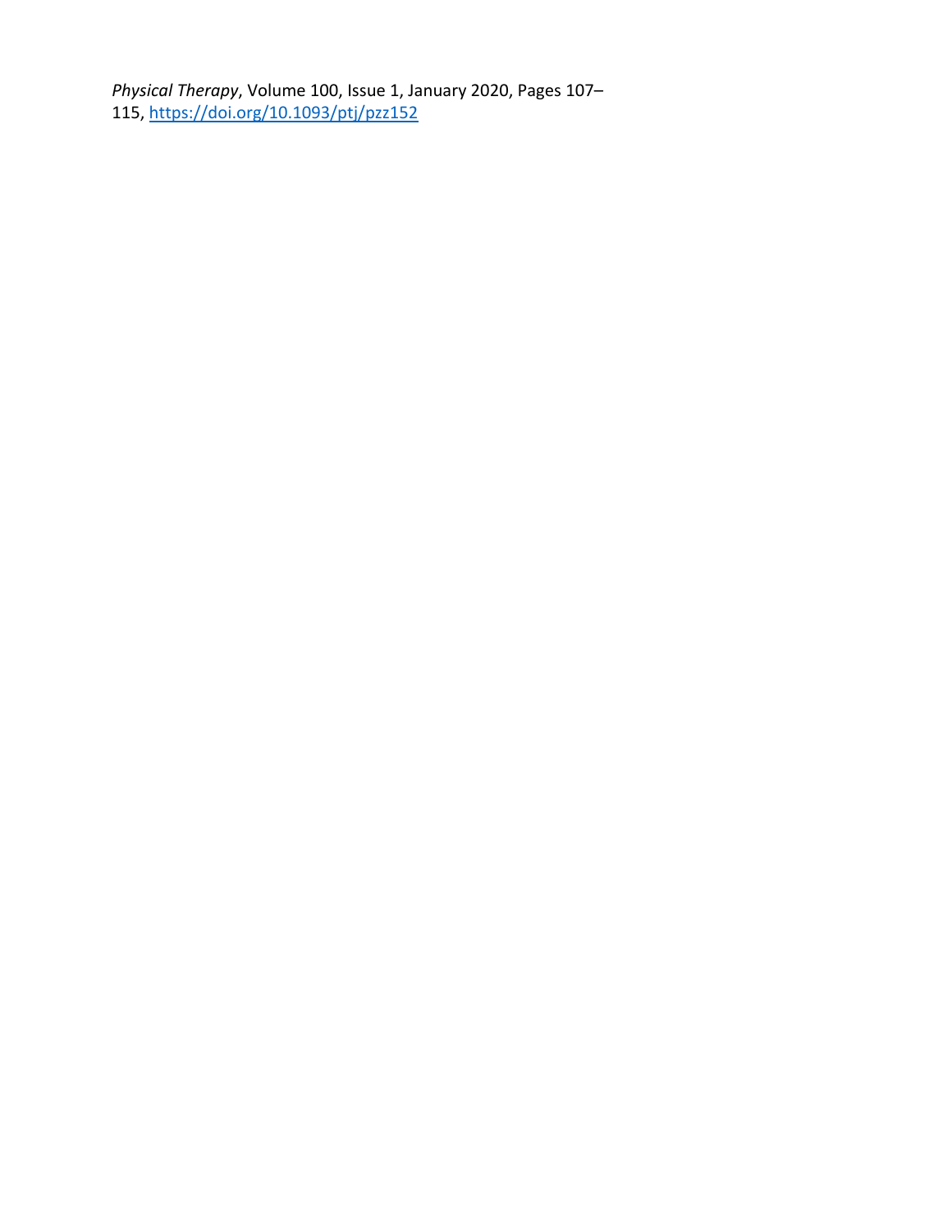*Physical Therapy*, Volume 100, Issue 1, January 2020, Pages 107–115, https://doi.org/10.1093/ptj/pzz152